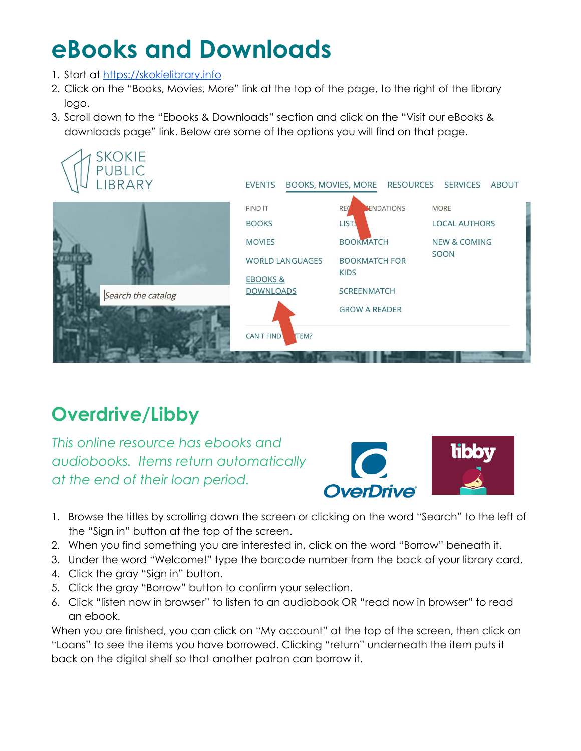# eBooks and Downloads

1. Start at [https://skokielibrary.info](https://skokielibrary.info)
2. Click on the "Books, Movies, More" link at the top of the page, to the right of the library logo.
3. Scroll down to the "Ebooks & Downloads" section and click on the "Visit our eBooks & downloads page" link. Below are some of the options you will find on that page.

## Overdrive/Libby

*This online resource has ebooks and audiobooks. Items return automatically at the end of their loan period.*

1. Browse the titles by scrolling down the screen or clicking on the word "Search" to the left of the "Sign in" button at the top of the screen.
2. When you find something you are interested in, click on the word "Borrow" beneath it.
3. Under the word "Welcome!" type the barcode number from the back of your library card.
4. Click the gray "Sign in" button.
5. Click the gray "Borrow" button to confirm your selection.
6. Click "listen now in browser" to listen to an audiobook OR "read now in browser" to read an ebook.

When you are finished, you can click on "My account" at the top of the screen, then click on "Loans" to see the items you have borrowed. Clicking "return" underneath the item puts it back on the digital shelf so that another patron can borrow it.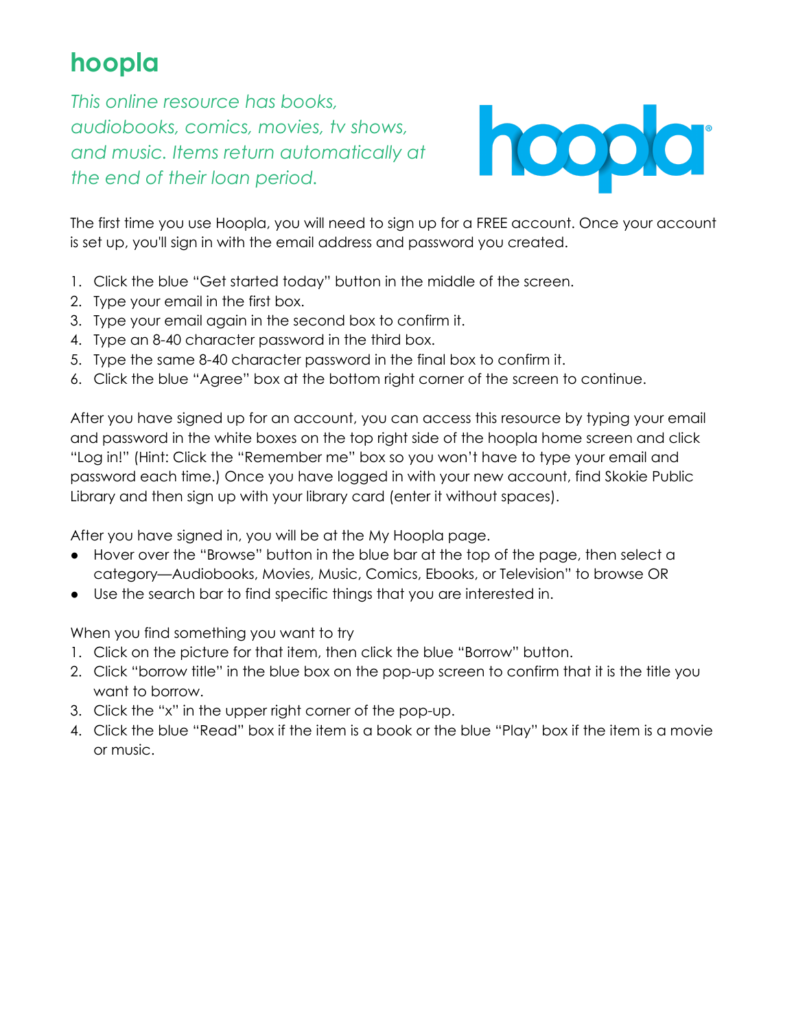# hoopla

*This online resource has books, audiobooks, comics, movies, tv shows, and music. Items return automatically at the end of their loan period.*

The first time you use Hoopla, you will need to sign up for a FREE account. Once your account is set up, you'll sign in with the email address and password you created.

1. Click the blue "Get started today" button in the middle of the screen.
2. Type your email in the first box.
3. Type your email again in the second box to confirm it.
4. Type an 8-40 character password in the third box.
5. Type the same 8-40 character password in the final box to confirm it.
6. Click the blue "Agree" box at the bottom right corner of the screen to continue.

After you have signed up for an account, you can access this resource by typing your email and password in the white boxes on the top right side of the hoopla home screen and click "Log in!" (Hint: Click the "Remember me" box so you won't have to type your email and password each time.) Once you have logged in with your new account, find Skokie Public Library and then sign up with your library card (enter it without spaces).

After you have signed in, you will be at the My Hoopla page.

- Hover over the "Browse" button in the blue bar at the top of the page, then select a category—Audiobooks, Movies, Music, Comics, Ebooks, or Television" to browse OR
- Use the search bar to find specific things that you are interested in.

When you find something you want to try

1. Click on the picture for that item, then click the blue "Borrow" button.
2. Click "borrow title" in the blue box on the pop-up screen to confirm that it is the title you want to borrow.
3. Click the "x" in the upper right corner of the pop-up.
4. Click the blue "Read" box if the item is a book or the blue "Play" box if the item is a movie or music.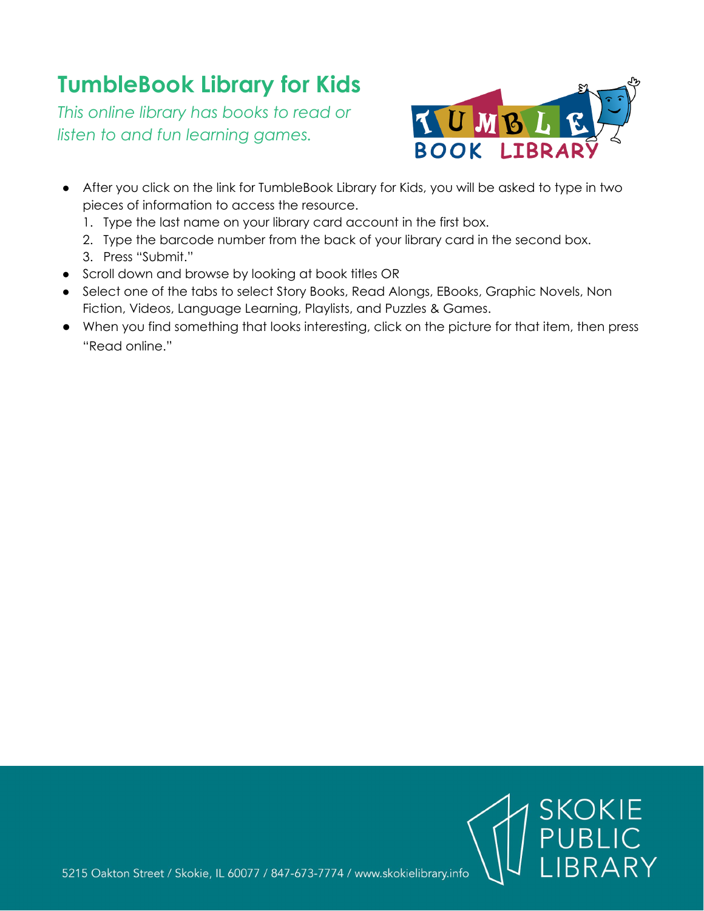# TumbleBook Library for Kids

*This online library has books to read or listen to and fun learning games.*

- After you click on the link for TumbleBook Library for Kids, you will be asked to type in two pieces of information to access the resource.
  1. Type the last name on your library card account in the first box.
  2. Type the barcode number from the back of your library card in the second box.
  3. Press "Submit."
- Scroll down and browse by looking at book titles OR
- Select one of the tabs to select Story Books, Read Alongs, EBooks, Graphic Novels, Non Fiction, Videos, Language Learning, Playlists, and Puzzles & Games.
- When you find something that looks interesting, click on the picture for that item, then press "Read online."

5215 Oakton Street / Skokie, IL 60077 / 847-673-7774 / www.skokielibrary.info

SKOKIE PUBLIC LIBRARY